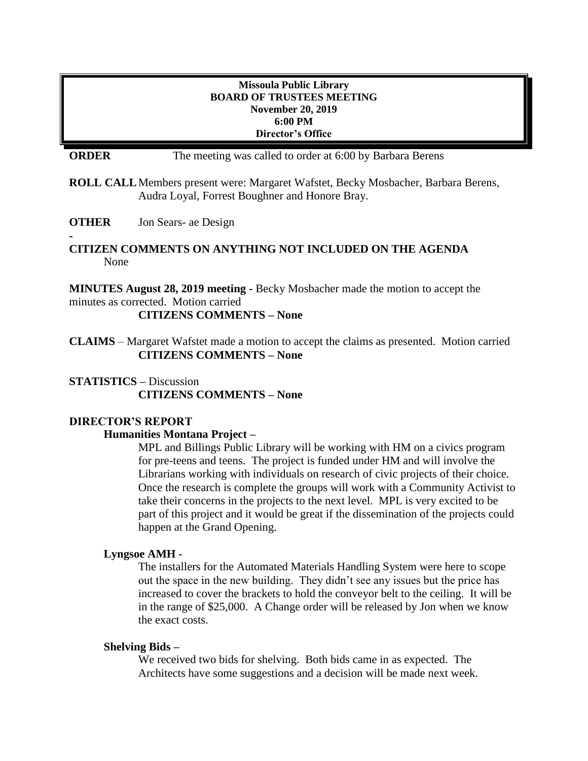**Missoula Public Library**
**BOARD OF TRUSTEES MEETING**
**November 20, 2019**
**6:00 PM**
**Director's Office**

**ORDER** The meeting was called to order at 6:00 by Barbara Berens

**ROLL CALL** Members present were: Margaret Wafstet, Becky Mosbacher, Barbara Berens, Audra Loyal, Forrest Boughner and Honore Bray.

**OTHER** Jon Sears- ae Design

**-**

**CITIZEN COMMENTS ON ANYTHING NOT INCLUDED ON THE AGENDA**
None

**MINUTES August 28, 2019 meeting -** Becky Mosbacher made the motion to accept the minutes as corrected. Motion carried
**CITIZENS COMMENTS – None**

**CLAIMS** – Margaret Wafstet made a motion to accept the claims as presented. Motion carried
**CITIZENS COMMENTS – None**

**STATISTICS –** Discussion
**CITIZENS COMMENTS – None**

**DIRECTOR'S REPORT**

**Humanities Montana Project –**

MPL and Billings Public Library will be working with HM on a civics program for pre-teens and teens. The project is funded under HM and will involve the Librarians working with individuals on research of civic projects of their choice. Once the research is complete the groups will work with a Community Activist to take their concerns in the projects to the next level. MPL is very excited to be part of this project and it would be great if the dissemination of the projects could happen at the Grand Opening.

**Lyngsoe AMH -**

The installers for the Automated Materials Handling System were here to scope out the space in the new building. They didn't see any issues but the price has increased to cover the brackets to hold the conveyor belt to the ceiling. It will be in the range of $25,000. A Change order will be released by Jon when we know the exact costs.

**Shelving Bids –**

We received two bids for shelving. Both bids came in as expected. The Architects have some suggestions and a decision will be made next week.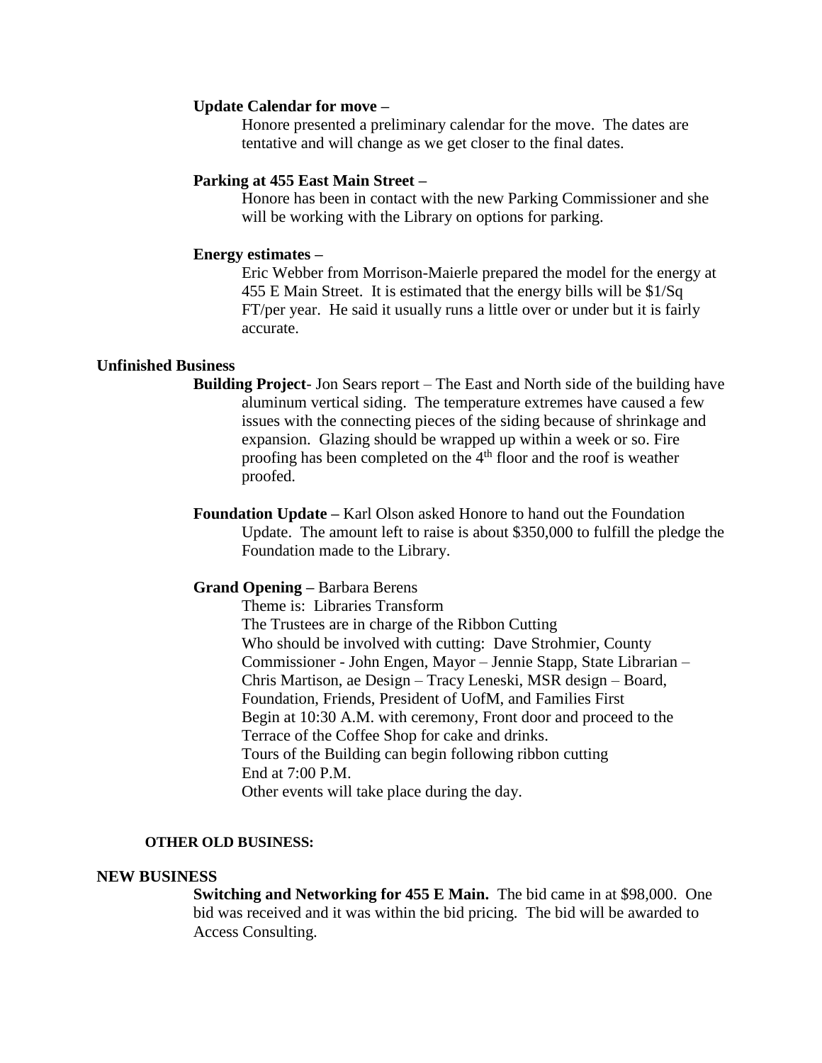**Update Calendar for move –**

Honore presented a preliminary calendar for the move. The dates are tentative and will change as we get closer to the final dates.

**Parking at 455 East Main Street –**

Honore has been in contact with the new Parking Commissioner and she will be working with the Library on options for parking.

**Energy estimates –**

Eric Webber from Morrison-Maierle prepared the model for the energy at 455 E Main Street. It is estimated that the energy bills will be $1/Sq FT/per year. He said it usually runs a little over or under but it is fairly accurate.

**Unfinished Business**

**Building Project**- Jon Sears report – The East and North side of the building have aluminum vertical siding. The temperature extremes have caused a few issues with the connecting pieces of the siding because of shrinkage and expansion. Glazing should be wrapped up within a week or so. Fire proofing has been completed on the 4th floor and the roof is weather proofed.

**Foundation Update –** Karl Olson asked Honore to hand out the Foundation Update. The amount left to raise is about $350,000 to fulfill the pledge the Foundation made to the Library.

**Grand Opening –** Barbara Berens

Theme is: Libraries Transform

The Trustees are in charge of the Ribbon Cutting

Who should be involved with cutting: Dave Strohmier, County Commissioner - John Engen, Mayor – Jennie Stapp, State Librarian – Chris Martison, ae Design – Tracy Leneski, MSR design – Board, Foundation, Friends, President of UofM, and Families First

Begin at 10:30 A.M. with ceremony, Front door and proceed to the Terrace of the Coffee Shop for cake and drinks.

Tours of the Building can begin following ribbon cutting

End at 7:00 P.M.

Other events will take place during the day.

**OTHER OLD BUSINESS:**

**NEW BUSINESS**

**Switching and Networking for 455 E Main.** The bid came in at $98,000. One bid was received and it was within the bid pricing. The bid will be awarded to Access Consulting.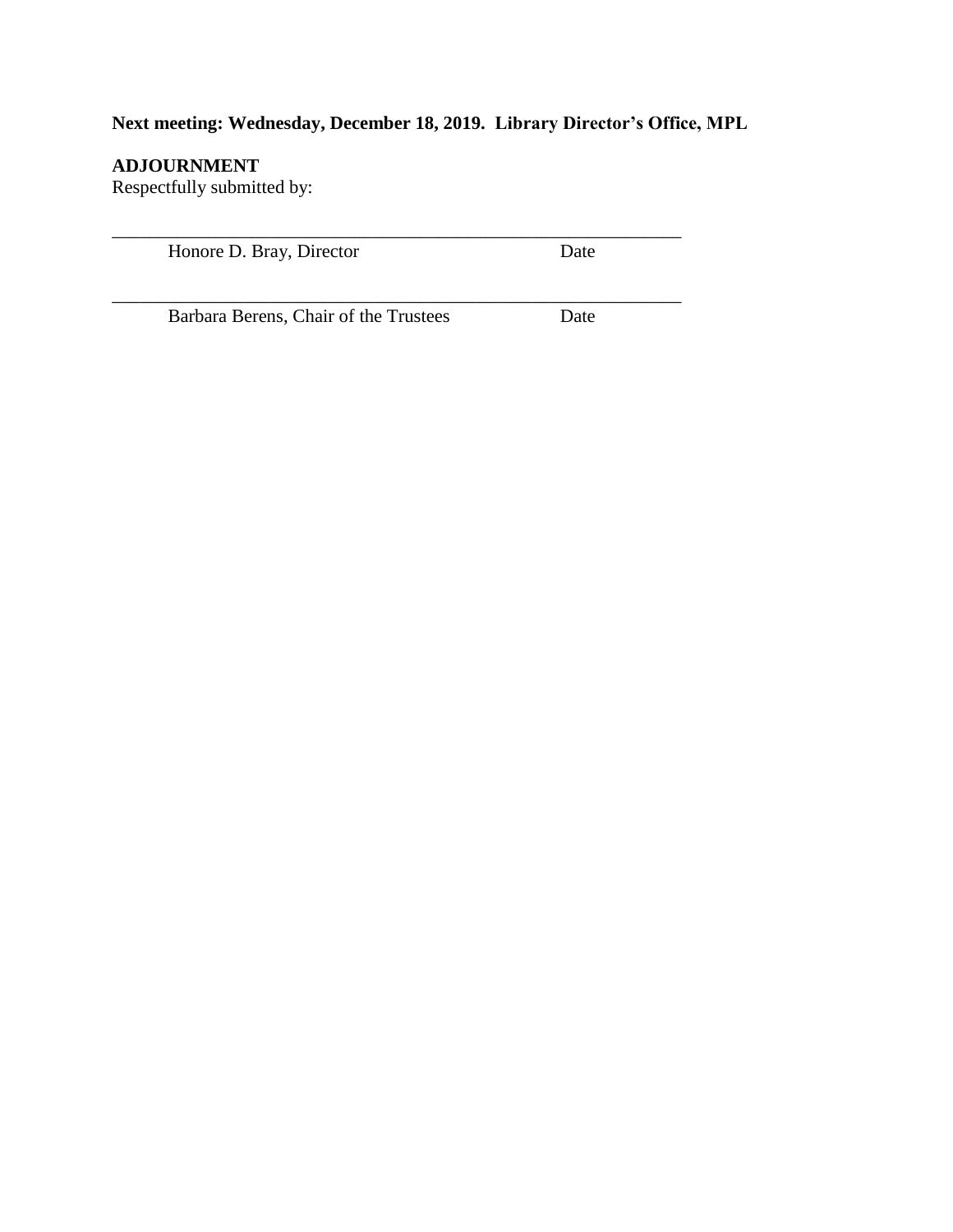**Next meeting: Wednesday, December 18, 2019. Library Director's Office, MPL**

**ADJOURNMENT**

Respectfully submitted by:

_______________________________________________________________

Honore D. Bray, Director                                        Date

_______________________________________________________________

Barbara Berens, Chair of the Trustees                    Date